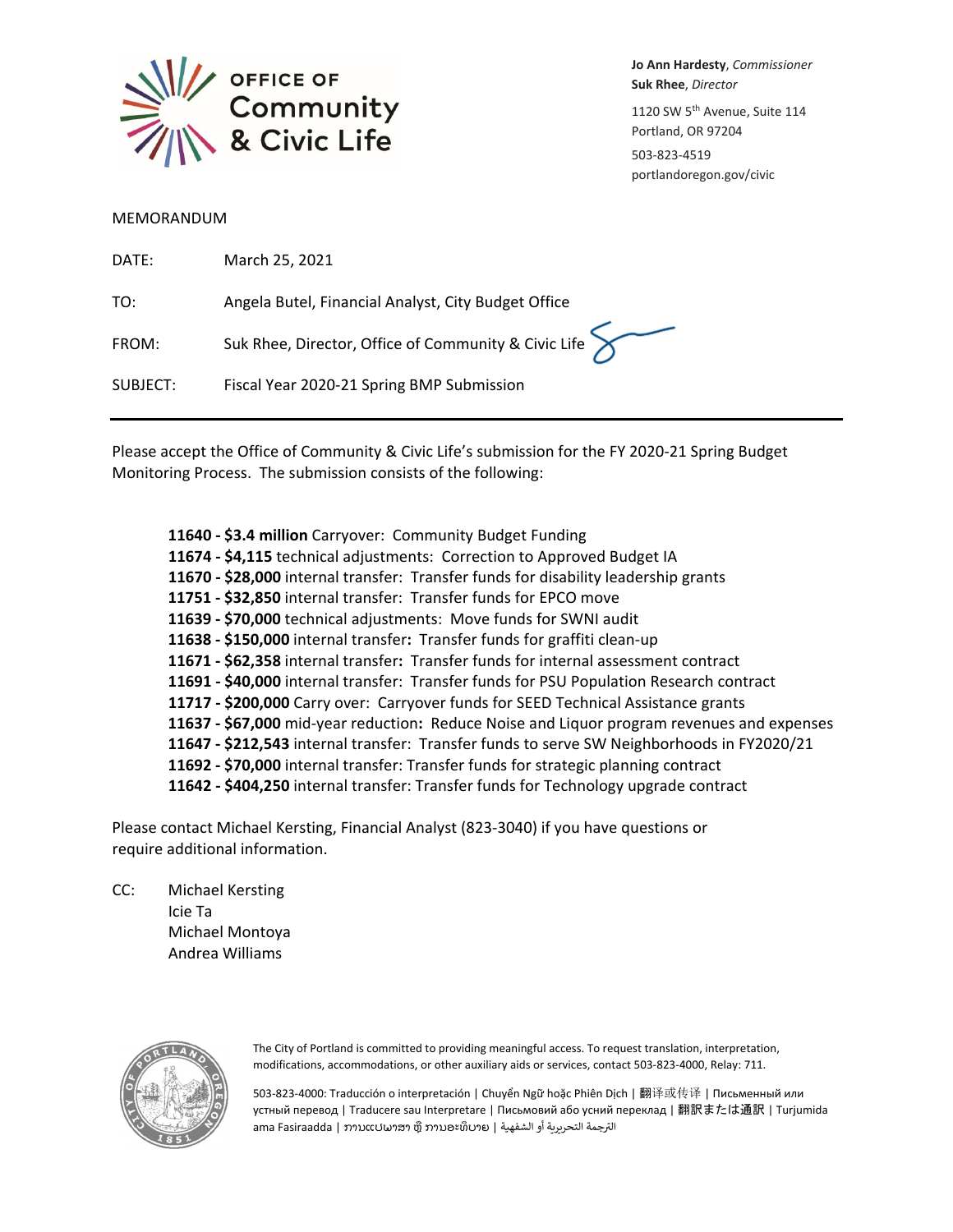OFFICE OF
Community
& Civic Life

**Jo Ann Hardesty**, *Commissioner*
**Suk Rhee**, *Director*

1120 SW 5th Avenue, Suite 114
Portland, OR 97204

503-823-4519
portlandoregon.gov/civic

MEMORANDUM

| | |
|---|---|
| DATE: | March 25, 2021 |
| TO: | Angela Butel, Financial Analyst, City Budget Office |
| FROM: | Suk Rhee, Director, Office of Community & Civic Life |
| SUBJECT: | Fiscal Year 2020-21 Spring BMP Submission |

Please accept the Office of Community & Civic Life's submission for the FY 2020-21 Spring Budget Monitoring Process. The submission consists of the following:

- **11640 - $3.4 million** Carryover: Community Budget Funding
- **11674 - $4,115** technical adjustments: Correction to Approved Budget IA
- **11670 - $28,000** internal transfer: Transfer funds for disability leadership grants
- **11751 - $32,850** internal transfer: Transfer funds for EPCO move
- **11639 - $70,000** technical adjustments: Move funds for SWNI audit
- **11638 - $150,000** internal transfer**:** Transfer funds for graffiti clean-up
- **11671 - $62,358** internal transfer**:** Transfer funds for internal assessment contract
- **11691 - $40,000** internal transfer: Transfer funds for PSU Population Research contract
- **11717 - $200,000** Carry over: Carryover funds for SEED Technical Assistance grants
- **11637 - $67,000** mid-year reduction**:** Reduce Noise and Liquor program revenues and expenses
- **11647 - $212,543** internal transfer: Transfer funds to serve SW Neighborhoods in FY2020/21
- **11692 - $70,000** internal transfer: Transfer funds for strategic planning contract
- **11642 - $404,250** internal transfer: Transfer funds for Technology upgrade contract

Please contact Michael Kersting, Financial Analyst (823-3040) if you have questions or require additional information.

CC: Michael Kersting
Icie Ta
Michael Montoya
Andrea Williams

The City of Portland is committed to providing meaningful access. To request translation, interpretation, modifications, accommodations, or other auxiliary aids or services, contact 503-823-4000, Relay: 711.

503-823-4000: Traducción o interpretación | Chuyển Ngữ hoặc Phiên Dịch | 翻译或传译 | Письменный или устный перевод | Traducere sau Interpretare | Письмовий або усний переклад | 翻訳または通訳 | Turjumida ama Fasiraadda | ການແປພາສາ ຫຼື ການອະທິບາຍ | الترجمة التحريرية أو الشفهية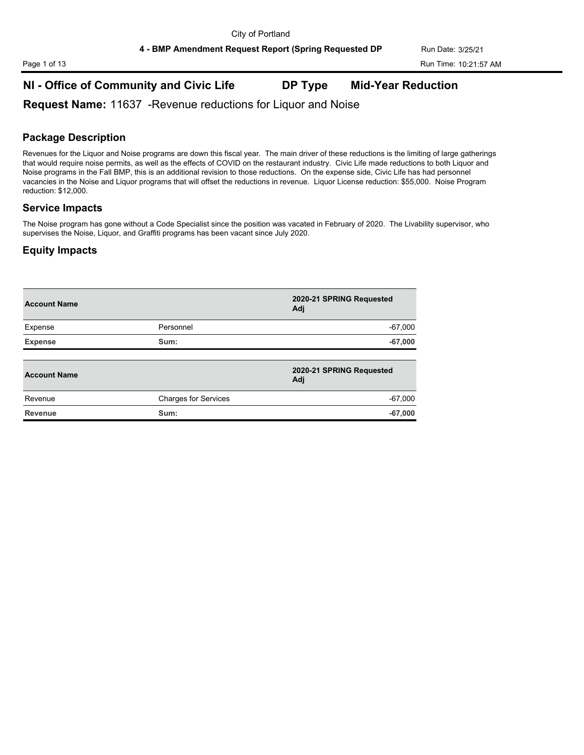City of Portland

**4 - BMP Amendment Request Report (Spring Requested DP**

Run Date: 3/25/21

Run Time: 10:21:57 AM

## NI - Office of Community and Civic Life DP Type Mid-Year Reduction

**Request Name:** 11637 -Revenue reductions for Liquor and Noise

### Package Description

Revenues for the Liquor and Noise programs are down this fiscal year. The main driver of these reductions is the limiting of large gatherings that would require noise permits, as well as the effects of COVID on the restaurant industry. Civic Life made reductions to both Liquor and Noise programs in the Fall BMP, this is an additional revision to those reductions. On the expense side, Civic Life has had personnel vacancies in the Noise and Liquor programs that will offset the reductions in revenue. Liquor License reduction: $55,000. Noise Program reduction: $12,000.

### Service Impacts

The Noise program has gone without a Code Specialist since the position was vacated in February of 2020. The Livability supervisor, who supervises the Noise, Liquor, and Graffiti programs has been vacant since July 2020.

### Equity Impacts

| Account Name | | 2020-21 SPRING Requested Adj |
|---|---|---|
| Expense | Personnel | -67,000 |
| **Expense** | **Sum:** | **-67,000** |

| Account Name | | 2020-21 SPRING Requested Adj |
|---|---|---|
| Revenue | Charges for Services | -67,000 |
| **Revenue** | **Sum:** | **-67,000** |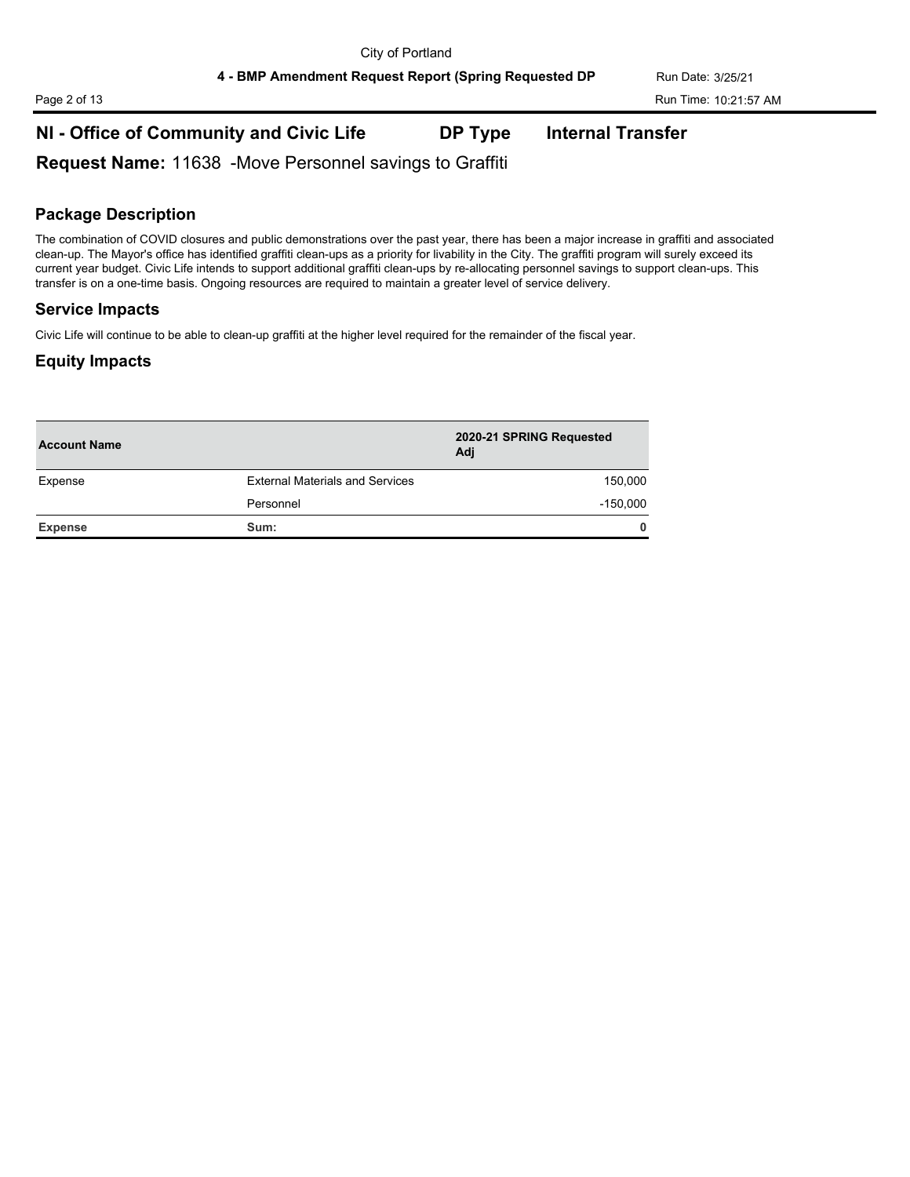## NI - Office of Community and Civic Life **DP Type** **Internal Transfer**

**Request Name:** 11638 -Move Personnel savings to Graffiti

### Package Description

The combination of COVID closures and public demonstrations over the past year, there has been a major increase in graffiti and associated clean-up. The Mayor's office has identified graffiti clean-ups as a priority for livability in the City. The graffiti program will surely exceed its current year budget. Civic Life intends to support additional graffiti clean-ups by re-allocating personnel savings to support clean-ups. This transfer is on a one-time basis. Ongoing resources are required to maintain a greater level of service delivery.

### Service Impacts

Civic Life will continue to be able to clean-up graffiti at the higher level required for the remainder of the fiscal year.

### Equity Impacts

| Account Name | | 2020-21 SPRING Requested Adj |
|---|---|---|
| Expense | External Materials and Services | 150,000 |
| | Personnel | -150,000 |
| **Expense** | **Sum:** | **0** |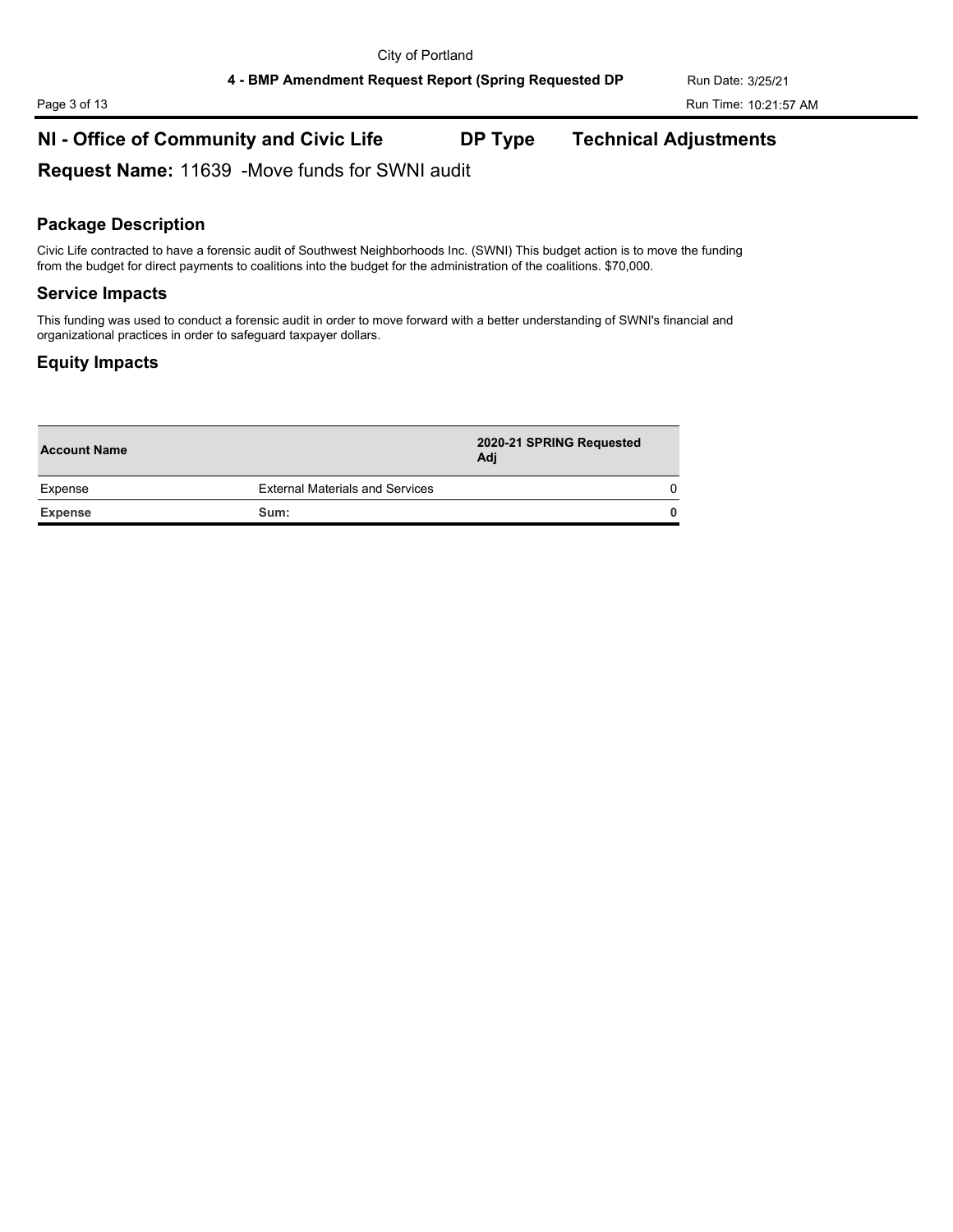## NI - Office of Community and Civic Life — DP Type — Technical Adjustments

**Request Name:** 11639 -Move funds for SWNI audit

### Package Description

Civic Life contracted to have a forensic audit of Southwest Neighborhoods Inc. (SWNI) This budget action is to move the funding from the budget for direct payments to coalitions into the budget for the administration of the coalitions. $70,000.

### Service Impacts

This funding was used to conduct a forensic audit in order to move forward with a better understanding of SWNI's financial and organizational practices in order to safeguard taxpayer dollars.

### Equity Impacts

| Account Name | | 2020-21 SPRING Requested Adj |
|---|---|---|
| Expense | External Materials and Services | 0 |
| **Expense** | **Sum:** | **0** |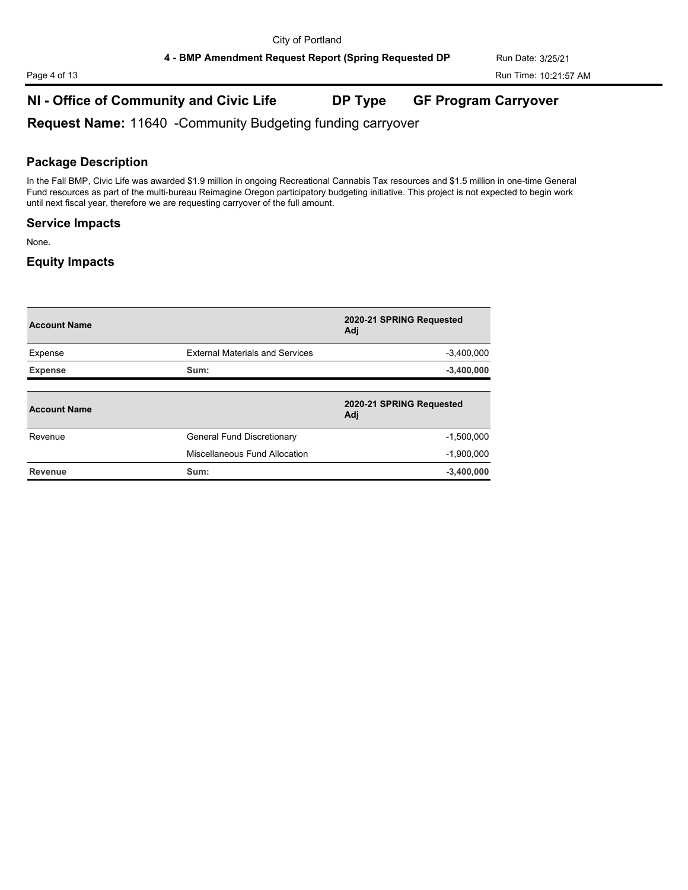## NI - Office of Community and Civic Life    DP Type    GF Program Carryover

**Request Name:** 11640 -Community Budgeting funding carryover

### Package Description

In the Fall BMP, Civic Life was awarded $1.9 million in ongoing Recreational Cannabis Tax resources and $1.5 million in one-time General Fund resources as part of the multi-bureau Reimagine Oregon participatory budgeting initiative. This project is not expected to begin work until next fiscal year, therefore we are requesting carryover of the full amount.

### Service Impacts

None.

### Equity Impacts

| Account Name | | 2020-21 SPRING Requested Adj |
|---|---|---|
| Expense | External Materials and Services | -3,400,000 |
| **Expense** | **Sum:** | **-3,400,000** |

| Account Name | | 2020-21 SPRING Requested Adj |
|---|---|---|
| Revenue | General Fund Discretionary | -1,500,000 |
| | Miscellaneous Fund Allocation | -1,900,000 |
| **Revenue** | **Sum:** | **-3,400,000** |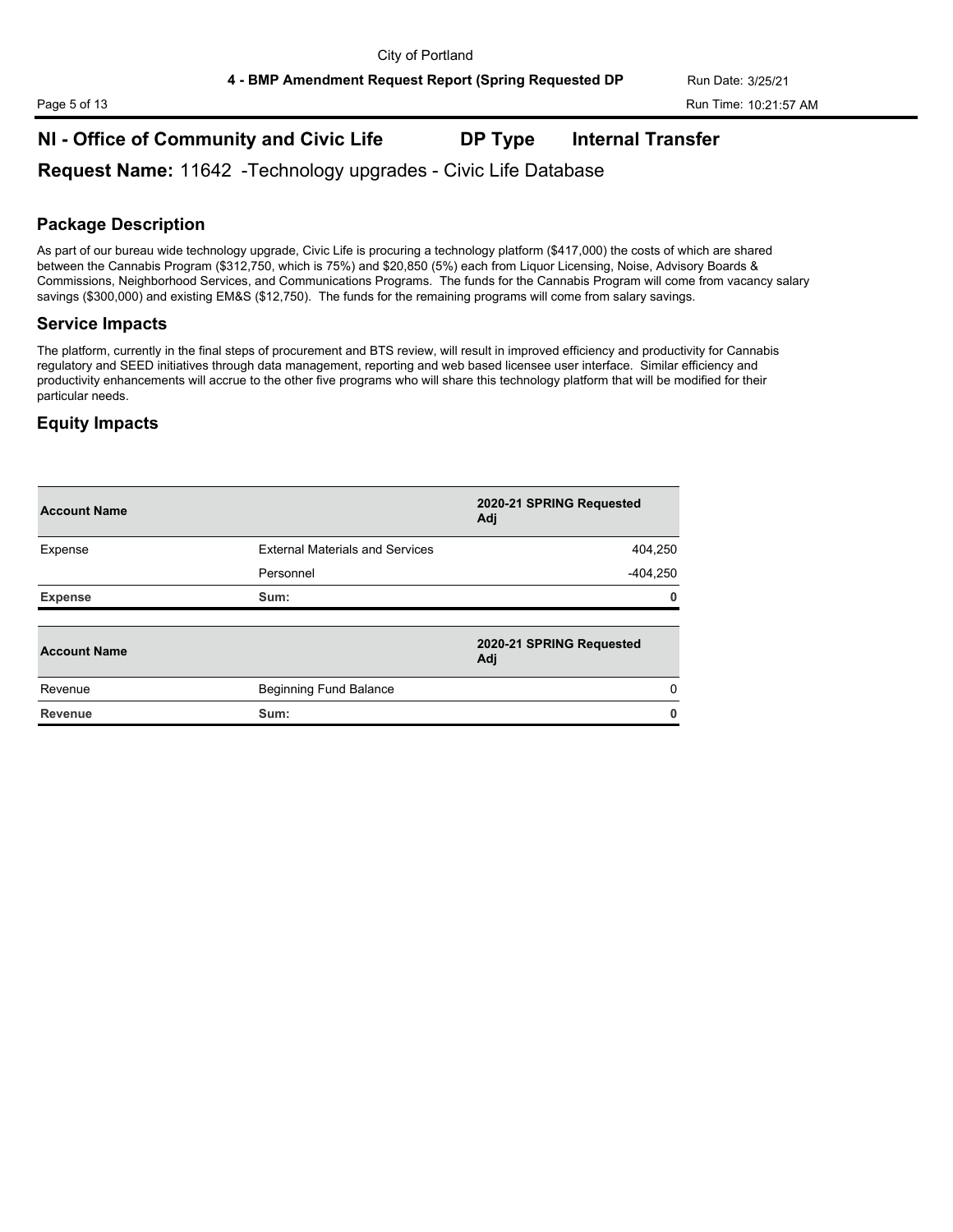## NI - Office of Community and Civic Life DP Type Internal Transfer

**Request Name:** 11642 -Technology upgrades - Civic Life Database

### Package Description

As part of our bureau wide technology upgrade, Civic Life is procuring a technology platform ($417,000) the costs of which are shared between the Cannabis Program ($312,750, which is 75%) and $20,850 (5%) each from Liquor Licensing, Noise, Advisory Boards & Commissions, Neighborhood Services, and Communications Programs. The funds for the Cannabis Program will come from vacancy salary savings ($300,000) and existing EM&S ($12,750). The funds for the remaining programs will come from salary savings.

### Service Impacts

The platform, currently in the final steps of procurement and BTS review, will result in improved efficiency and productivity for Cannabis regulatory and SEED initiatives through data management, reporting and web based licensee user interface. Similar efficiency and productivity enhancements will accrue to the other five programs who will share this technology platform that will be modified for their particular needs.

### Equity Impacts

| Account Name | | 2020-21 SPRING Requested Adj |
|---|---|---|
| Expense | External Materials and Services | 404,250 |
| | Personnel | -404,250 |
| **Expense** | **Sum:** | **0** |

| Account Name | | 2020-21 SPRING Requested Adj |
|---|---|---|
| Revenue | Beginning Fund Balance | 0 |
| **Revenue** | **Sum:** | **0** |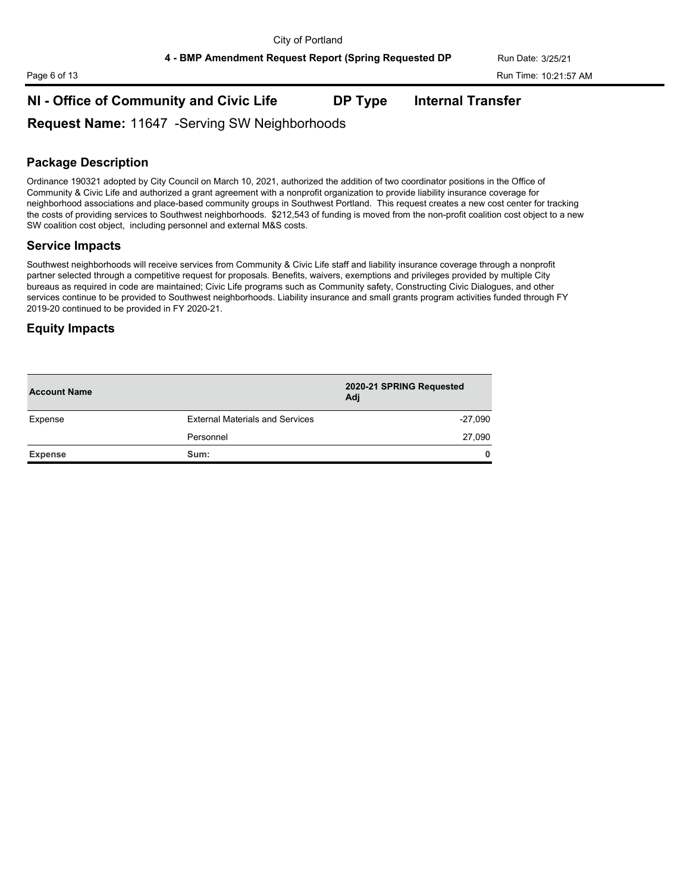## NI - Office of Community and Civic Life DP Type Internal Transfer

**Request Name:** 11647 -Serving SW Neighborhoods

### Package Description

Ordinance 190321 adopted by City Council on March 10, 2021, authorized the addition of two coordinator positions in the Office of Community & Civic Life and authorized a grant agreement with a nonprofit organization to provide liability insurance coverage for neighborhood associations and place-based community groups in Southwest Portland. This request creates a new cost center for tracking the costs of providing services to Southwest neighborhoods. $212,543 of funding is moved from the non-profit coalition cost object to a new SW coalition cost object, including personnel and external M&S costs.

### Service Impacts

Southwest neighborhoods will receive services from Community & Civic Life staff and liability insurance coverage through a nonprofit partner selected through a competitive request for proposals. Benefits, waivers, exemptions and privileges provided by multiple City bureaus as required in code are maintained; Civic Life programs such as Community safety, Constructing Civic Dialogues, and other services continue to be provided to Southwest neighborhoods. Liability insurance and small grants program activities funded through FY 2019-20 continued to be provided in FY 2020-21.

### Equity Impacts

| Account Name | | 2020-21 SPRING Requested Adj |
|---|---|---|
| Expense | External Materials and Services | -27,090 |
| | Personnel | 27,090 |
| **Expense** | **Sum:** | **0** |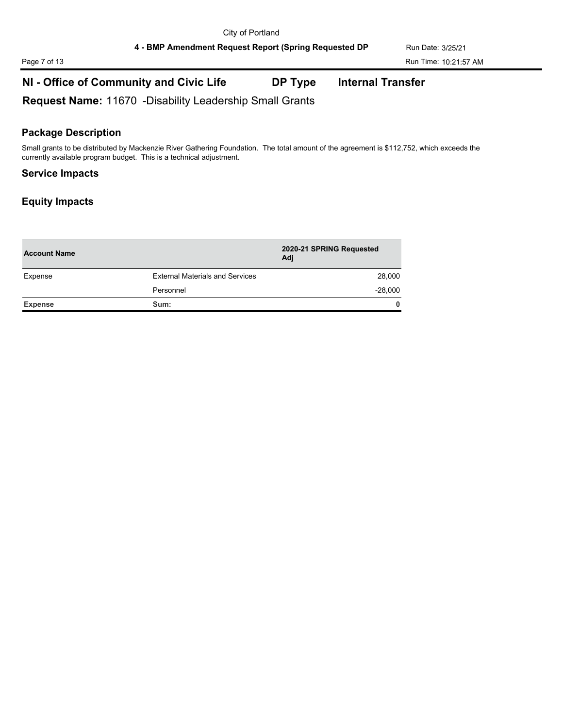## NI - Office of Community and Civic Life DP Type Internal Transfer

**Request Name:** 11670 -Disability Leadership Small Grants

### Package Description

Small grants to be distributed by Mackenzie River Gathering Foundation. The total amount of the agreement is $112,752, which exceeds the currently available program budget. This is a technical adjustment.

### Service Impacts

### Equity Impacts

| Account Name | | 2020-21 SPRING Requested Adj |
|---|---|---|
| Expense | External Materials and Services | 28,000 |
| | Personnel | -28,000 |
| **Expense** | **Sum:** | **0** |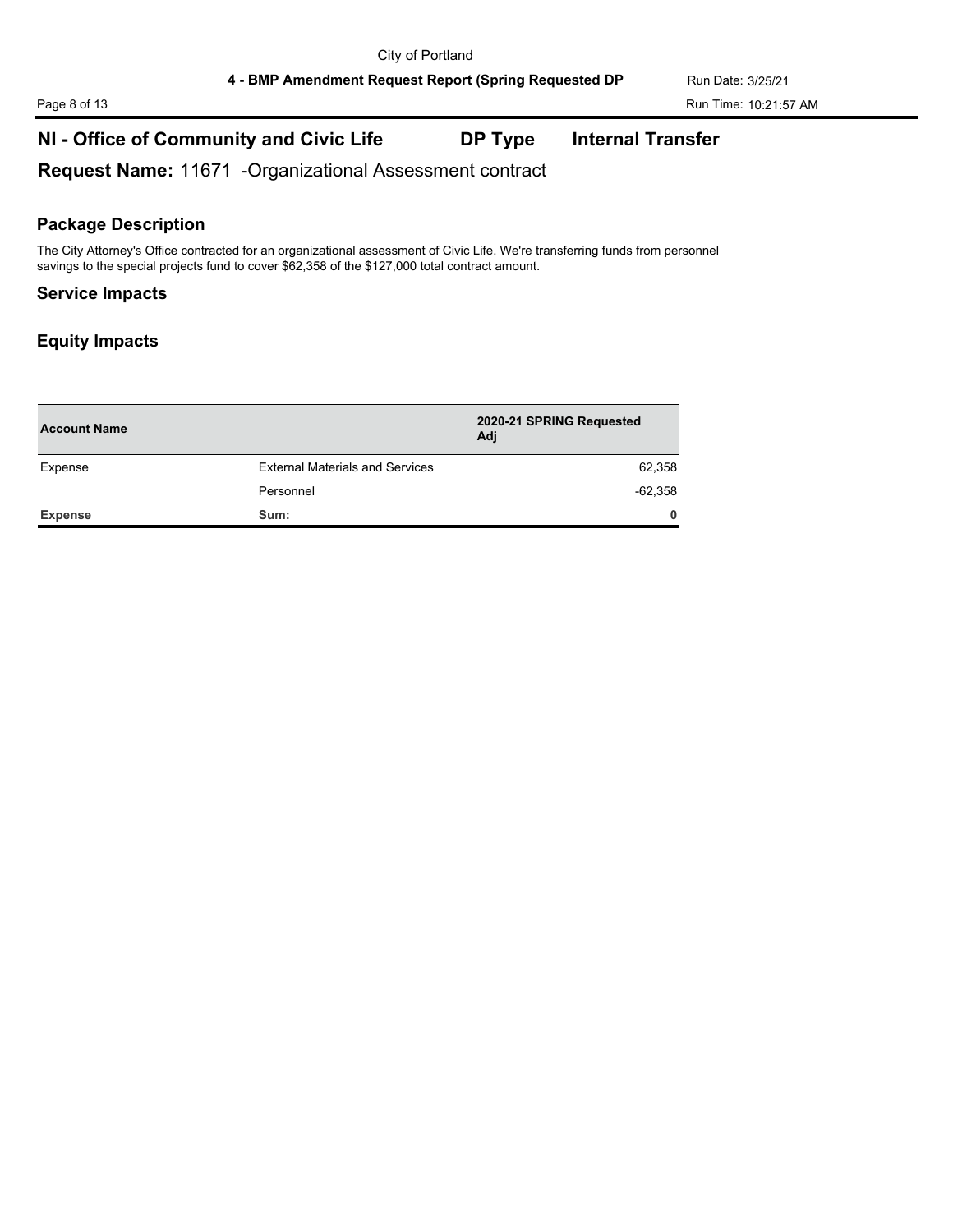## NI - Office of Community and Civic Life DP Type Internal Transfer

**Request Name:** 11671 -Organizational Assessment contract

### Package Description

The City Attorney's Office contracted for an organizational assessment of Civic Life. We're transferring funds from personnel savings to the special projects fund to cover $62,358 of the $127,000 total contract amount.

### Service Impacts

### Equity Impacts

| Account Name | | 2020-21 SPRING Requested Adj |
|---|---|---|
| Expense | External Materials and Services | 62,358 |
| | Personnel | -62,358 |
| **Expense** | **Sum:** | **0** |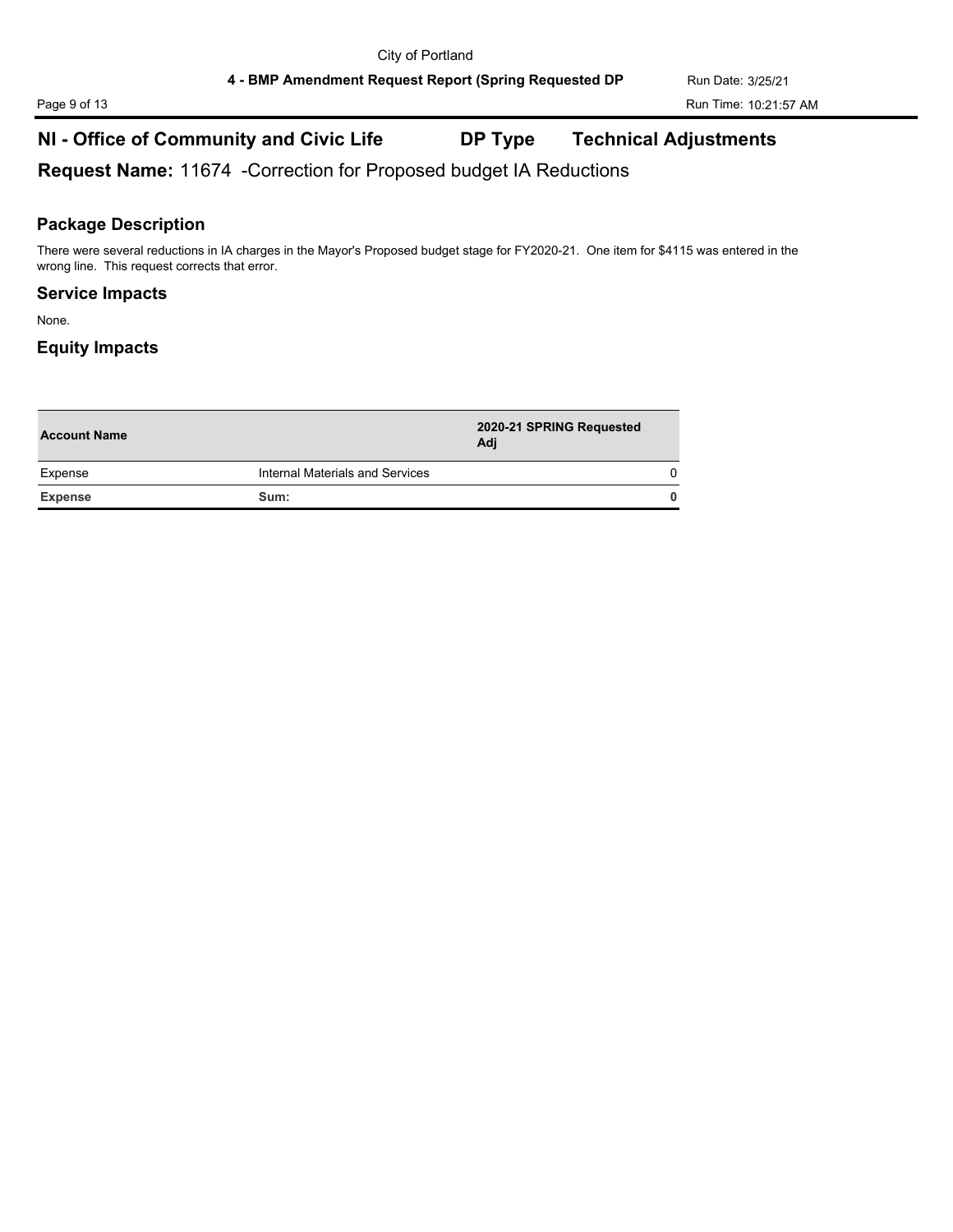## NI - Office of Community and Civic Life    DP Type    Technical Adjustments

**Request Name:** 11674 -Correction for Proposed budget IA Reductions

### Package Description

There were several reductions in IA charges in the Mayor's Proposed budget stage for FY2020-21. One item for $4115 was entered in the wrong line. This request corrects that error.

### Service Impacts

None.

### Equity Impacts

| Account Name | | 2020-21 SPRING Requested Adj |
|---|---|---|
| Expense | Internal Materials and Services | 0 |
| **Expense** | **Sum:** | **0** |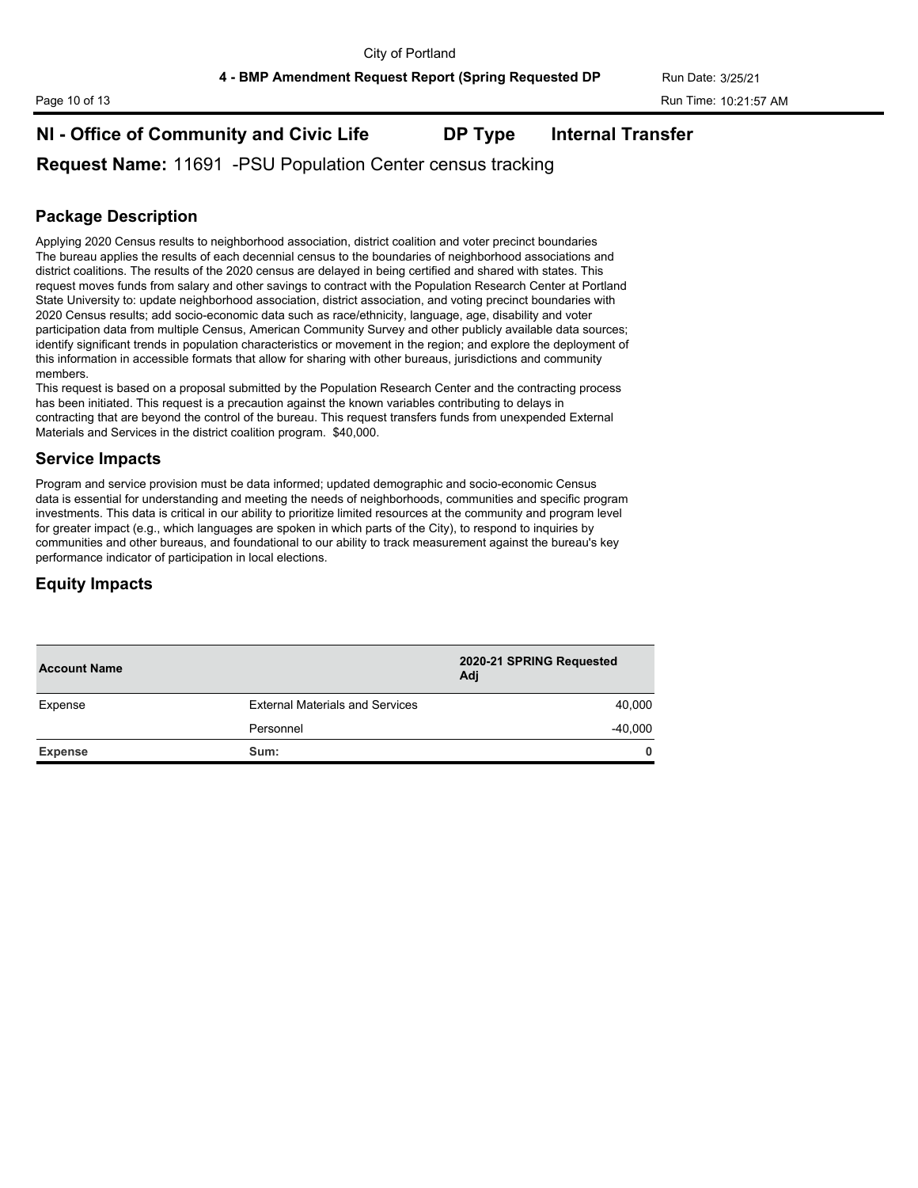## NI - Office of Community and Civic Life    DP Type    Internal Transfer

**Request Name:** 11691 -PSU Population Center census tracking

### Package Description

Applying 2020 Census results to neighborhood association, district coalition and voter precinct boundaries
The bureau applies the results of each decennial census to the boundaries of neighborhood associations and district coalitions. The results of the 2020 census are delayed in being certified and shared with states. This request moves funds from salary and other savings to contract with the Population Research Center at Portland State University to: update neighborhood association, district association, and voting precinct boundaries with 2020 Census results; add socio-economic data such as race/ethnicity, language, age, disability and voter participation data from multiple Census, American Community Survey and other publicly available data sources; identify significant trends in population characteristics or movement in the region; and explore the deployment of this information in accessible formats that allow for sharing with other bureaus, jurisdictions and community members.
This request is based on a proposal submitted by the Population Research Center and the contracting process has been initiated. This request is a precaution against the known variables contributing to delays in contracting that are beyond the control of the bureau. This request transfers funds from unexpended External Materials and Services in the district coalition program. $40,000.

### Service Impacts

Program and service provision must be data informed; updated demographic and socio-economic Census data is essential for understanding and meeting the needs of neighborhoods, communities and specific program investments. This data is critical in our ability to prioritize limited resources at the community and program level for greater impact (e.g., which languages are spoken in which parts of the City), to respond to inquiries by communities and other bureaus, and foundational to our ability to track measurement against the bureau's key performance indicator of participation in local elections.

### Equity Impacts

| Account Name | | 2020-21 SPRING Requested Adj |
|---|---|---|
| Expense | External Materials and Services | 40,000 |
| | Personnel | -40,000 |
| **Expense** | **Sum:** | **0** |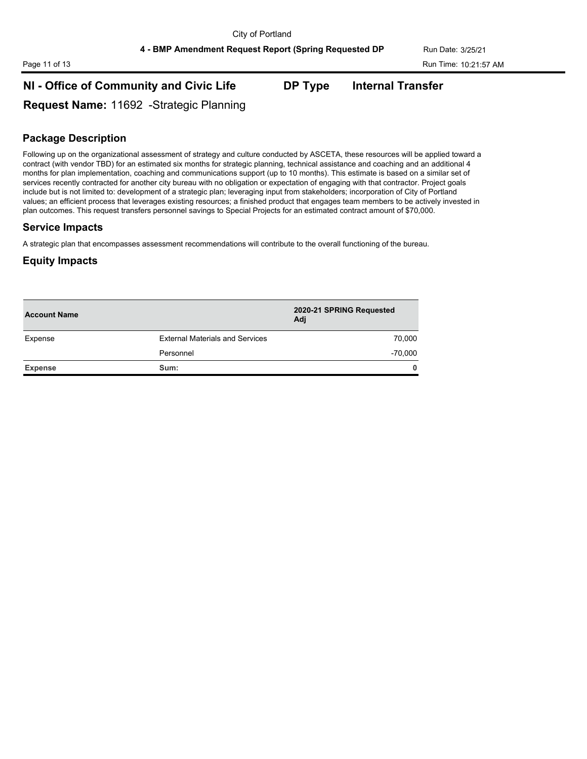## NI - Office of Community and Civic Life　　DP Type　　Internal Transfer

**Request Name:** 11692 -Strategic Planning

### Package Description

Following up on the organizational assessment of strategy and culture conducted by ASCETA, these resources will be applied toward a contract (with vendor TBD) for an estimated six months for strategic planning, technical assistance and coaching and an additional 4 months for plan implementation, coaching and communications support (up to 10 months). This estimate is based on a similar set of services recently contracted for another city bureau with no obligation or expectation of engaging with that contractor. Project goals include but is not limited to: development of a strategic plan; leveraging input from stakeholders; incorporation of City of Portland values; an efficient process that leverages existing resources; a finished product that engages team members to be actively invested in plan outcomes. This request transfers personnel savings to Special Projects for an estimated contract amount of $70,000.

### Service Impacts

A strategic plan that encompasses assessment recommendations will contribute to the overall functioning of the bureau.

### Equity Impacts

| Account Name | | 2020-21 SPRING Requested Adj |
|---|---|---|
| Expense | External Materials and Services | 70,000 |
| | Personnel | -70,000 |
| **Expense** | **Sum:** | **0** |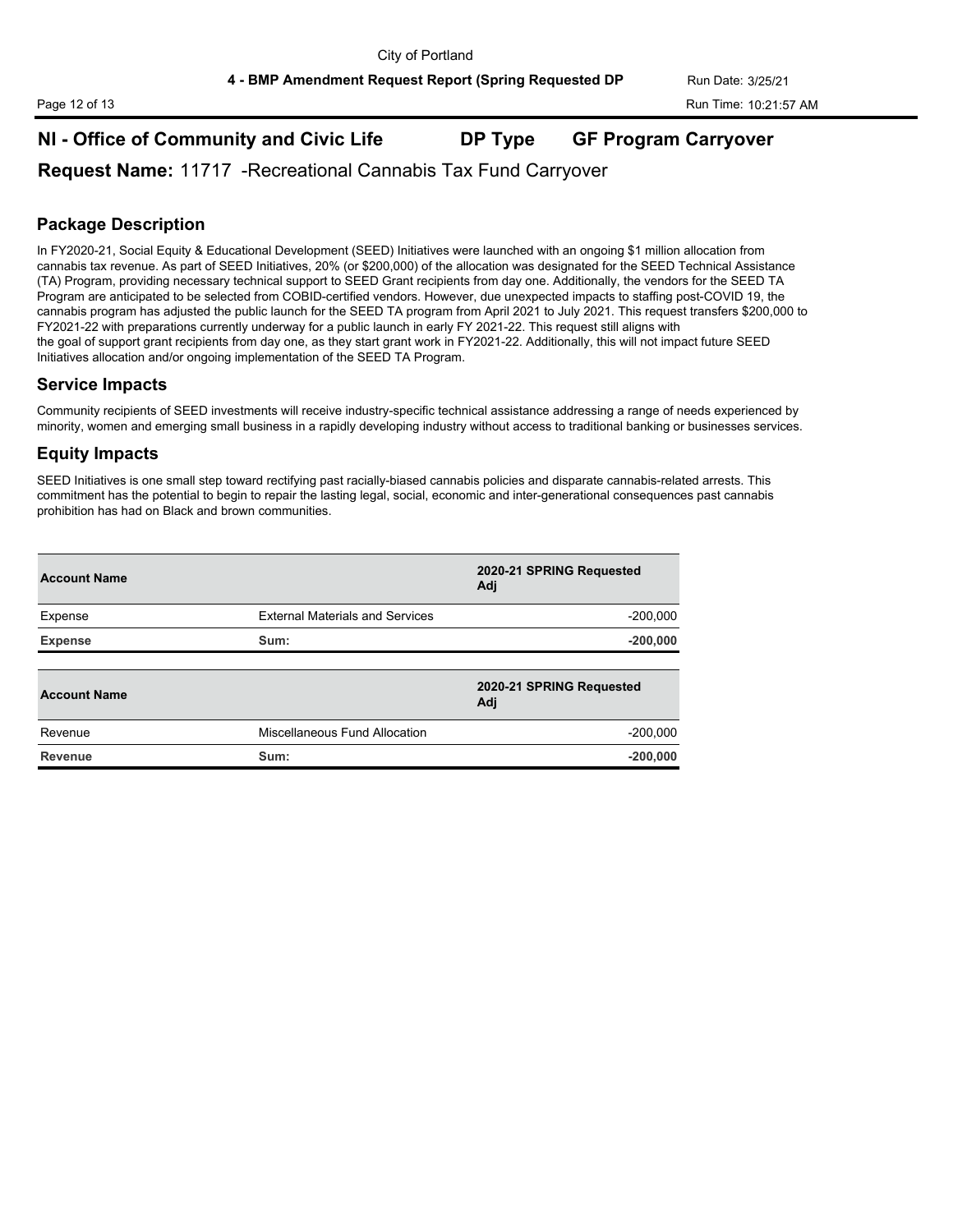## NI - Office of Community and Civic Life    DP Type    GF Program Carryover

**Request Name:** 11717 -Recreational Cannabis Tax Fund Carryover

### Package Description

In FY2020-21, Social Equity & Educational Development (SEED) Initiatives were launched with an ongoing $1 million allocation from cannabis tax revenue. As part of SEED Initiatives, 20% (or $200,000) of the allocation was designated for the SEED Technical Assistance (TA) Program, providing necessary technical support to SEED Grant recipients from day one. Additionally, the vendors for the SEED TA Program are anticipated to be selected from COBID-certified vendors. However, due unexpected impacts to staffing post-COVID 19, the cannabis program has adjusted the public launch for the SEED TA program from April 2021 to July 2021. This request transfers $200,000 to FY2021-22 with preparations currently underway for a public launch in early FY 2021-22. This request still aligns with the goal of support grant recipients from day one, as they start grant work in FY2021-22. Additionally, this will not impact future SEED Initiatives allocation and/or ongoing implementation of the SEED TA Program.

### Service Impacts

Community recipients of SEED investments will receive industry-specific technical assistance addressing a range of needs experienced by minority, women and emerging small business in a rapidly developing industry without access to traditional banking or businesses services.

### Equity Impacts

SEED Initiatives is one small step toward rectifying past racially-biased cannabis policies and disparate cannabis-related arrests. This commitment has the potential to begin to repair the lasting legal, social, economic and inter-generational consequences past cannabis prohibition has had on Black and brown communities.

| Account Name | | 2020-21 SPRING Requested Adj |
|---|---|---|
| Expense | External Materials and Services | -200,000 |
| **Expense** | **Sum:** | **-200,000** |

| Account Name | | 2020-21 SPRING Requested Adj |
|---|---|---|
| Revenue | Miscellaneous Fund Allocation | -200,000 |
| **Revenue** | **Sum:** | **-200,000** |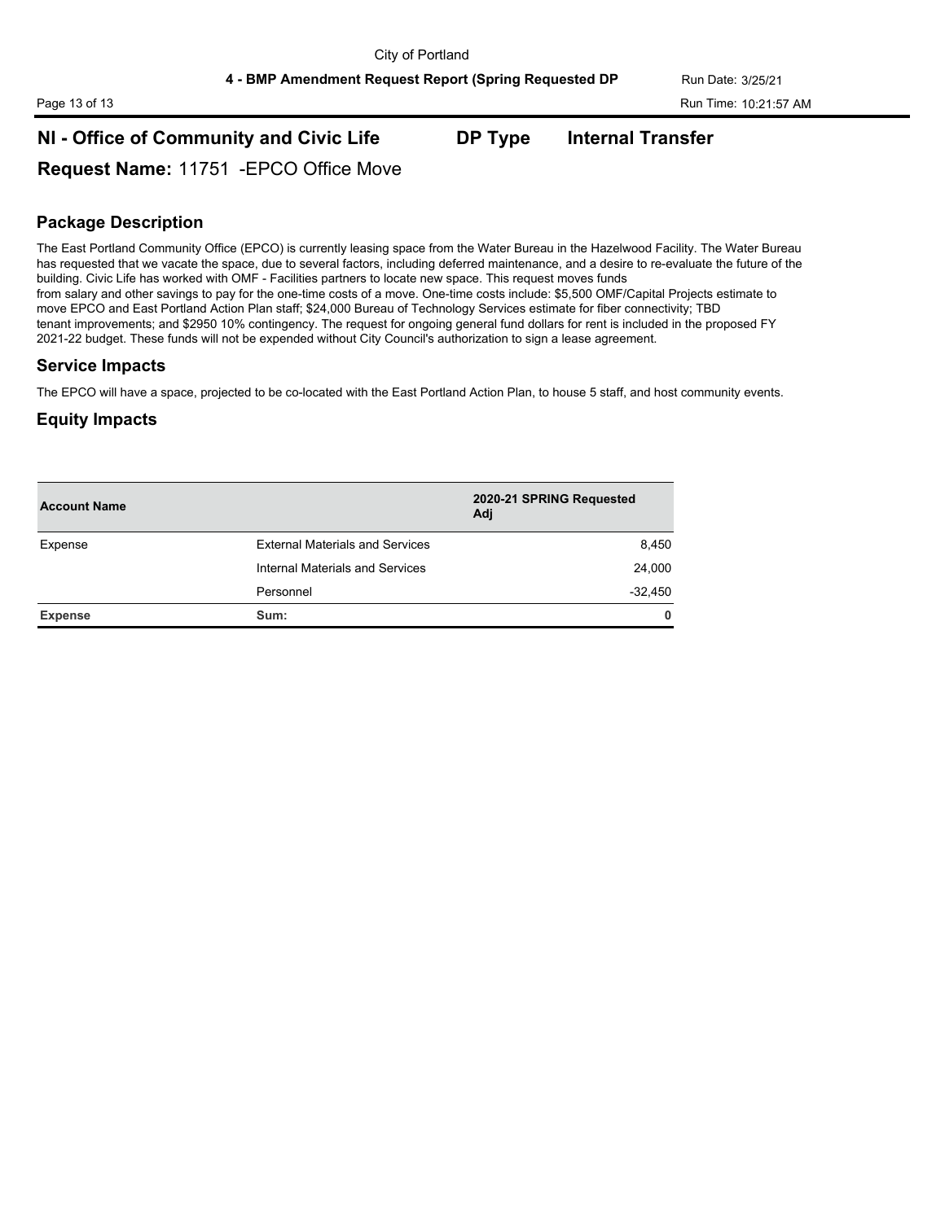## NI - Office of Community and Civic Life **DP Type** **Internal Transfer**

**Request Name:** 11751 -EPCO Office Move

### Package Description

The East Portland Community Office (EPCO) is currently leasing space from the Water Bureau in the Hazelwood Facility. The Water Bureau has requested that we vacate the space, due to several factors, including deferred maintenance, and a desire to re-evaluate the future of the building. Civic Life has worked with OMF - Facilities partners to locate new space. This request moves funds from salary and other savings to pay for the one-time costs of a move. One-time costs include: $5,500 OMF/Capital Projects estimate to move EPCO and East Portland Action Plan staff; $24,000 Bureau of Technology Services estimate for fiber connectivity; TBD tenant improvements; and $2950 10% contingency. The request for ongoing general fund dollars for rent is included in the proposed FY 2021-22 budget. These funds will not be expended without City Council's authorization to sign a lease agreement.

### Service Impacts

The EPCO will have a space, projected to be co-located with the East Portland Action Plan, to house 5 staff, and host community events.

### Equity Impacts

| Account Name | | 2020-21 SPRING Requested Adj |
|---|---|---|
| Expense | External Materials and Services | 8,450 |
| | Internal Materials and Services | 24,000 |
| | Personnel | -32,450 |
| **Expense** | **Sum:** | **0** |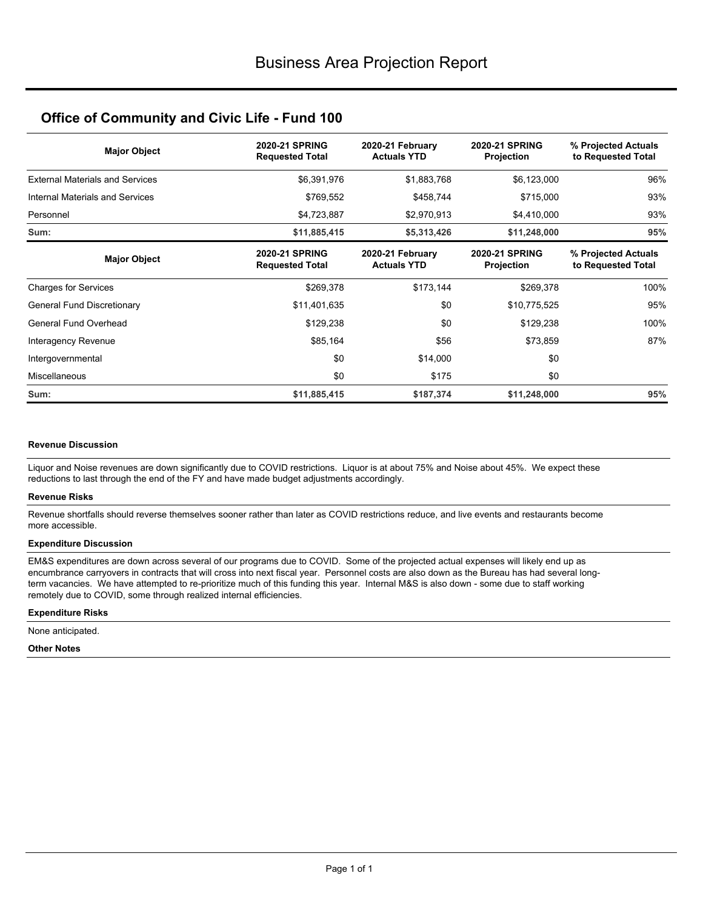# Business Area Projection Report

## Office of Community and Civic Life - Fund 100

| Major Object | 2020-21 SPRING Requested Total | 2020-21 February Actuals YTD | 2020-21 SPRING Projection | % Projected Actuals to Requested Total |
|---|---|---|---|---|
| External Materials and Services | $6,391,976 | $1,883,768 | $6,123,000 | 96% |
| Internal Materials and Services | $769,552 | $458,744 | $715,000 | 93% |
| Personnel | $4,723,887 | $2,970,913 | $4,410,000 | 93% |
| **Sum:** | **$11,885,415** | **$5,313,426** | **$11,248,000** | **95%** |

| Major Object | 2020-21 SPRING Requested Total | 2020-21 February Actuals YTD | 2020-21 SPRING Projection | % Projected Actuals to Requested Total |
|---|---|---|---|---|
| Charges for Services | $269,378 | $173,144 | $269,378 | 100% |
| General Fund Discretionary | $11,401,635 | $0 | $10,775,525 | 95% |
| General Fund Overhead | $129,238 | $0 | $129,238 | 100% |
| Interagency Revenue | $85,164 | $56 | $73,859 | 87% |
| Intergovernmental | $0 | $14,000 | $0 | |
| Miscellaneous | $0 | $175 | $0 | |
| **Sum:** | **$11,885,415** | **$187,374** | **$11,248,000** | **95%** |

**Revenue Discussion**

Liquor and Noise revenues are down significantly due to COVID restrictions. Liquor is at about 75% and Noise about 45%. We expect these reductions to last through the end of the FY and have made budget adjustments accordingly.

**Revenue Risks**

Revenue shortfalls should reverse themselves sooner rather than later as COVID restrictions reduce, and live events and restaurants become more accessible.

**Expenditure Discussion**

EM&S expenditures are down across several of our programs due to COVID. Some of the projected actual expenses will likely end up as encumbrance carryovers in contracts that will cross into next fiscal year. Personnel costs are also down as the Bureau has had several long-term vacancies. We have attempted to re-prioritize much of this funding this year. Internal M&S is also down - some due to staff working remotely due to COVID, some through realized internal efficiencies.

**Expenditure Risks**

None anticipated.

**Other Notes**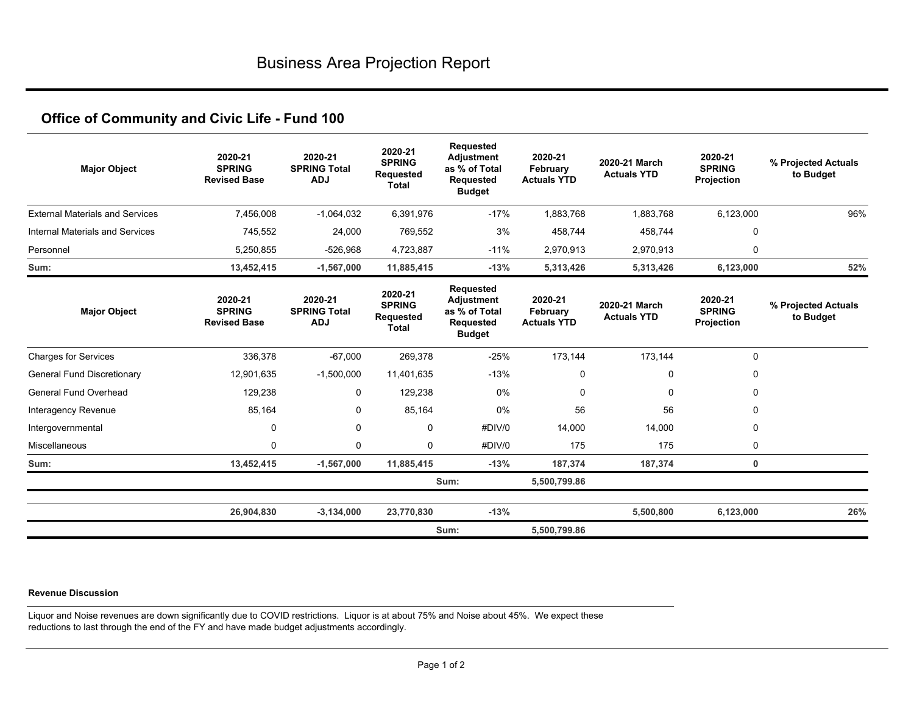# Business Area Projection Report

## Office of Community and Civic Life - Fund 100

| Major Object | 2020-21 SPRING Revised Base | 2020-21 SPRING Total ADJ | 2020-21 SPRING Requested Total | Requested Adjustment as % of Total Requested Budget | 2020-21 February Actuals YTD | 2020-21 March Actuals YTD | 2020-21 SPRING Projection | % Projected Actuals to Budget |
|---|---|---|---|---|---|---|---|---|
| External Materials and Services | 7,456,008 | -1,064,032 | 6,391,976 | -17% | 1,883,768 | 1,883,768 | 6,123,000 | 96% |
| Internal Materials and Services | 745,552 | 24,000 | 769,552 | 3% | 458,744 | 458,744 | 0 | |
| Personnel | 5,250,855 | -526,968 | 4,723,887 | -11% | 2,970,913 | 2,970,913 | 0 | |
| **Sum:** | **13,452,415** | **-1,567,000** | **11,885,415** | **-13%** | **5,313,426** | **5,313,426** | **6,123,000** | **52%** |

| Major Object | 2020-21 SPRING Revised Base | 2020-21 SPRING Total ADJ | 2020-21 SPRING Requested Total | Requested Adjustment as % of Total Requested Budget | 2020-21 February Actuals YTD | 2020-21 March Actuals YTD | 2020-21 SPRING Projection | % Projected Actuals to Budget |
|---|---|---|---|---|---|---|---|---|
| Charges for Services | 336,378 | -67,000 | 269,378 | -25% | 173,144 | 173,144 | 0 | |
| General Fund Discretionary | 12,901,635 | -1,500,000 | 11,401,635 | -13% | 0 | 0 | 0 | |
| General Fund Overhead | 129,238 | 0 | 129,238 | 0% | 0 | 0 | 0 | |
| Interagency Revenue | 85,164 | 0 | 85,164 | 0% | 56 | 56 | 0 | |
| Intergovernmental | 0 | 0 | 0 | #DIV/0 | 14,000 | 14,000 | 0 | |
| Miscellaneous | 0 | 0 | 0 | #DIV/0 | 175 | 175 | 0 | |
| **Sum:** | **13,452,415** | **-1,567,000** | **11,885,415** | **-13%** | **187,374** | **187,374** | **0** | |
| | | | | **Sum:** | **5,500,799.86** | | | |
| | **26,904,830** | **-3,134,000** | **23,770,830** | **-13%** | | **5,500,800** | **6,123,000** | **26%** |
| | | | | **Sum:** | **5,500,799.86** | | | |

**Revenue Discussion**

Liquor and Noise revenues are down significantly due to COVID restrictions. Liquor is at about 75% and Noise about 45%. We expect these reductions to last through the end of the FY and have made budget adjustments accordingly.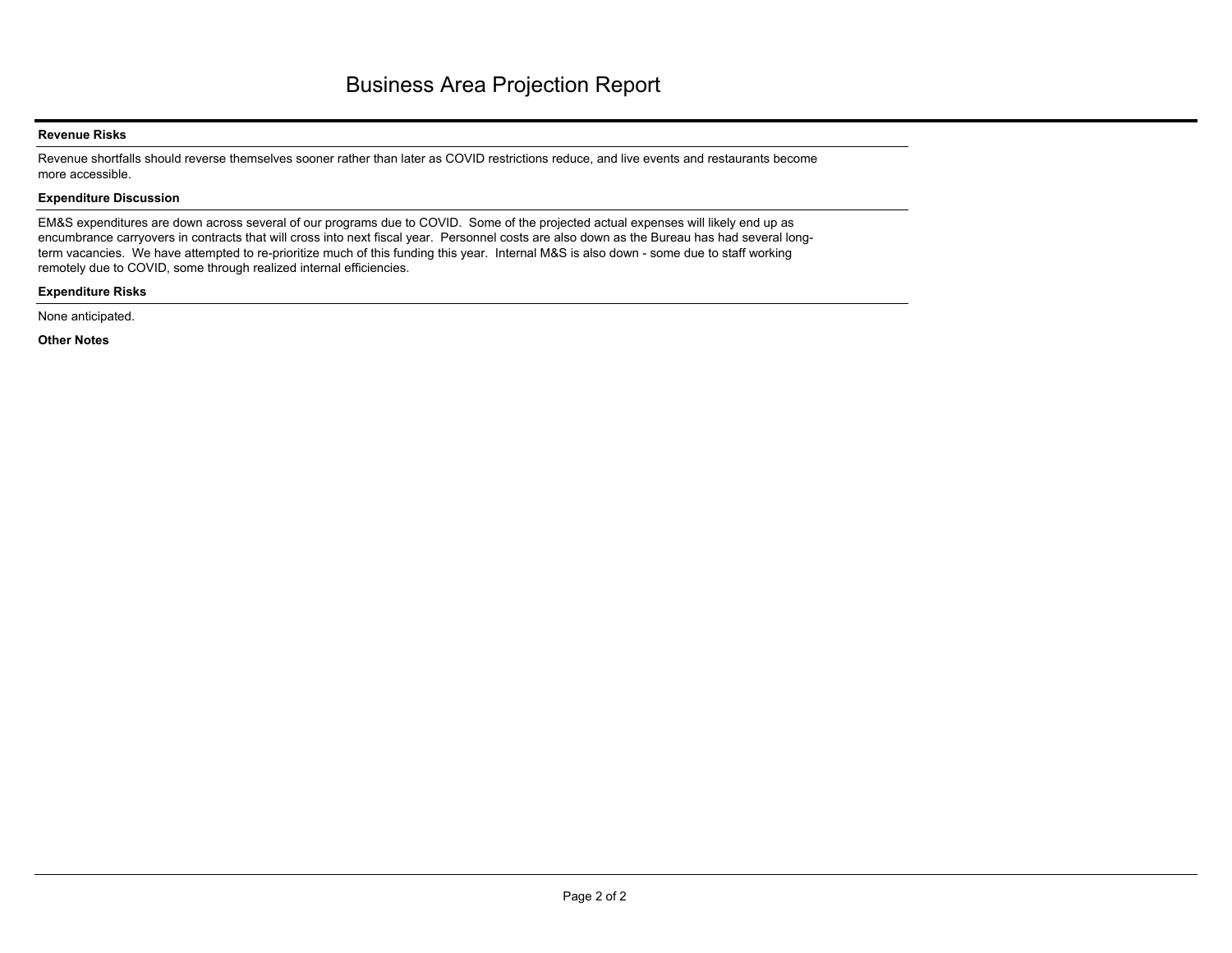# Business Area Projection Report

**Revenue Risks**

Revenue shortfalls should reverse themselves sooner rather than later as COVID restrictions reduce, and live events and restaurants become more accessible.

**Expenditure Discussion**

EM&S expenditures are down across several of our programs due to COVID. Some of the projected actual expenses will likely end up as encumbrance carryovers in contracts that will cross into next fiscal year. Personnel costs are also down as the Bureau has had several long-term vacancies. We have attempted to re-prioritize much of this funding this year. Internal M&S is also down - some due to staff working remotely due to COVID, some through realized internal efficiencies.

**Expenditure Risks**

None anticipated.

**Other Notes**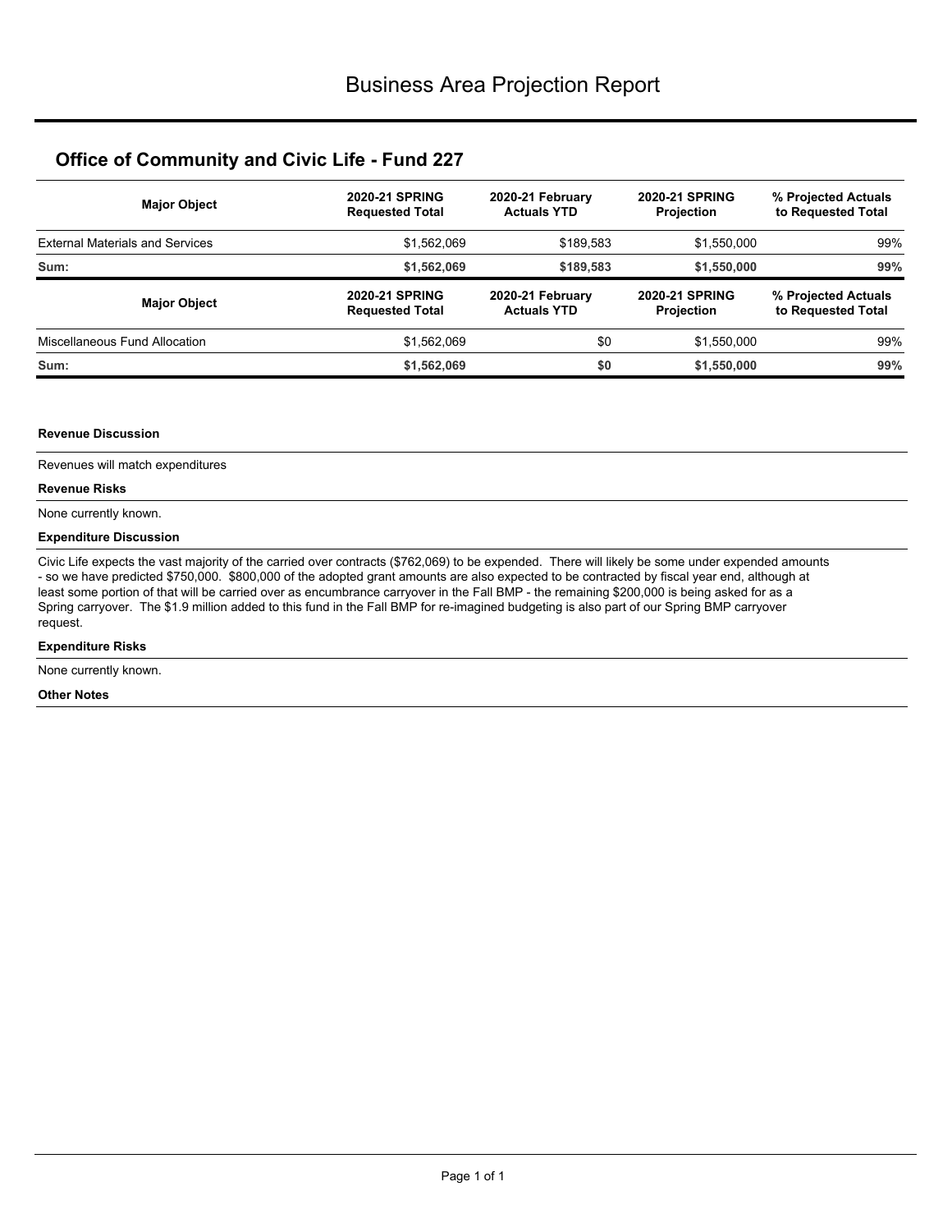# Business Area Projection Report

## Office of Community and Civic Life - Fund 227

| Major Object | 2020-21 SPRING Requested Total | 2020-21 February Actuals YTD | 2020-21 SPRING Projection | % Projected Actuals to Requested Total |
|---|---|---|---|---|
| External Materials and Services | $1,562,069 | $189,583 | $1,550,000 | 99% |
| **Sum:** | **$1,562,069** | **$189,583** | **$1,550,000** | **99%** |

| Major Object | 2020-21 SPRING Requested Total | 2020-21 February Actuals YTD | 2020-21 SPRING Projection | % Projected Actuals to Requested Total |
|---|---|---|---|---|
| Miscellaneous Fund Allocation | $1,562,069 | $0 | $1,550,000 | 99% |
| **Sum:** | **$1,562,069** | **$0** | **$1,550,000** | **99%** |

**Revenue Discussion**

Revenues will match expenditures

**Revenue Risks**

None currently known.

**Expenditure Discussion**

Civic Life expects the vast majority of the carried over contracts ($762,069) to be expended. There will likely be some under expended amounts - so we have predicted $750,000. $800,000 of the adopted grant amounts are also expected to be contracted by fiscal year end, although at least some portion of that will be carried over as encumbrance carryover in the Fall BMP - the remaining $200,000 is being asked for as a Spring carryover. The $1.9 million added to this fund in the Fall BMP for re-imagined budgeting is also part of our Spring BMP carryover request.

**Expenditure Risks**

None currently known.

**Other Notes**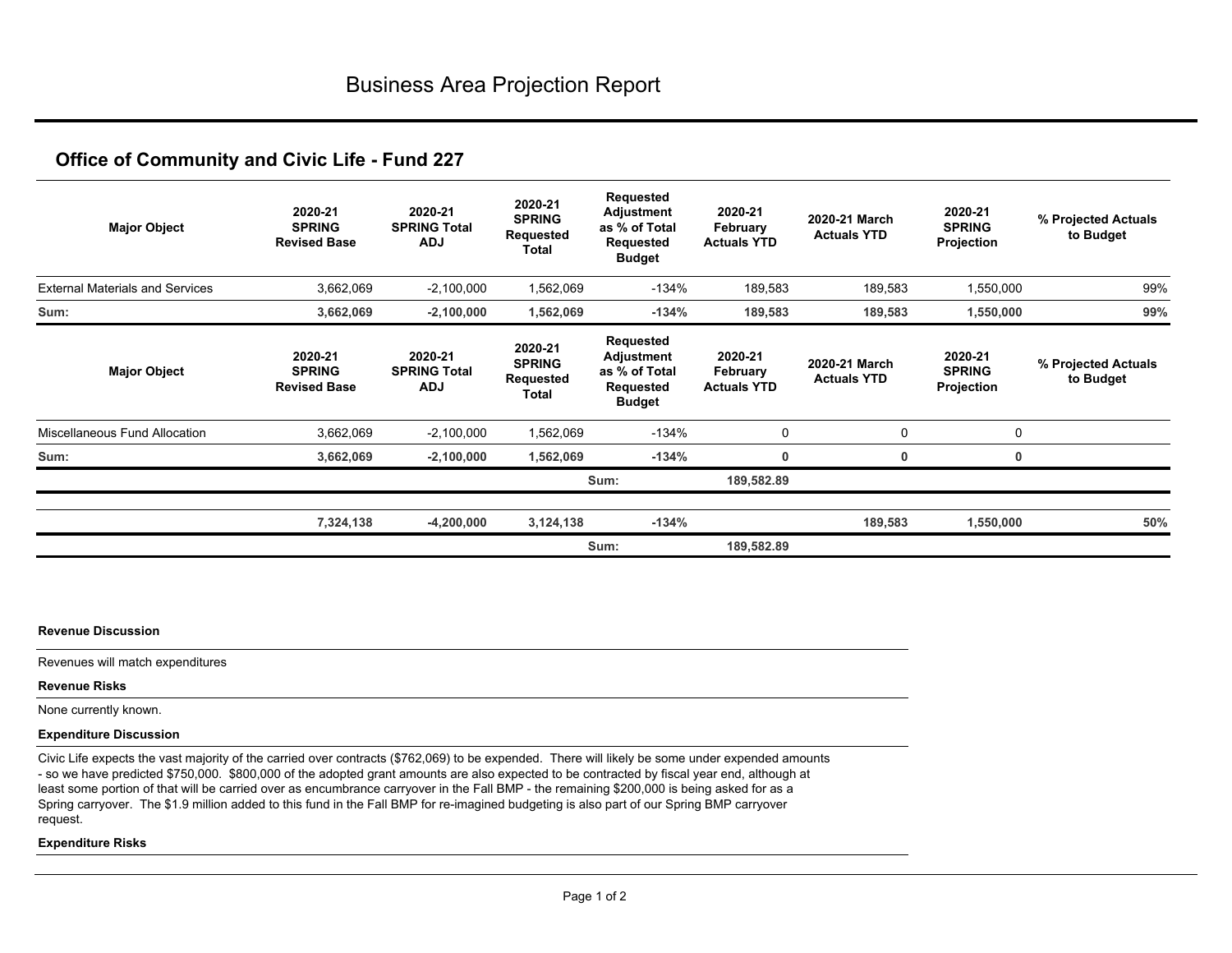# Business Area Projection Report

## Office of Community and Civic Life - Fund 227

| Major Object | 2020-21 SPRING Revised Base | 2020-21 SPRING Total ADJ | 2020-21 SPRING Requested Total | Requested Adjustment as % of Total Requested Budget | 2020-21 February Actuals YTD | 2020-21 March Actuals YTD | 2020-21 SPRING Projection | % Projected Actuals to Budget |
|---|---|---|---|---|---|---|---|---|
| External Materials and Services | 3,662,069 | -2,100,000 | 1,562,069 | -134% | 189,583 | 189,583 | 1,550,000 | 99% |
| **Sum:** | **3,662,069** | **-2,100,000** | **1,562,069** | **-134%** | **189,583** | **189,583** | **1,550,000** | **99%** |

| Major Object | 2020-21 SPRING Revised Base | 2020-21 SPRING Total ADJ | 2020-21 SPRING Requested Total | Requested Adjustment as % of Total Requested Budget | 2020-21 February Actuals YTD | 2020-21 March Actuals YTD | 2020-21 SPRING Projection | % Projected Actuals to Budget |
|---|---|---|---|---|---|---|---|---|
| Miscellaneous Fund Allocation | 3,662,069 | -2,100,000 | 1,562,069 | -134% | 0 | 0 | 0 | |
| **Sum:** | **3,662,069** | **-2,100,000** | **1,562,069** | **-134%** | **0** | **0** | **0** | |
| | | | | Sum: | **189,582.89** | | | |
| | **7,324,138** | **-4,200,000** | **3,124,138** | **-134%** | | **189,583** | **1,550,000** | **50%** |
| | | | | Sum: | **189,582.89** | | | |

**Revenue Discussion**

Revenues will match expenditures

**Revenue Risks**

None currently known.

**Expenditure Discussion**

Civic Life expects the vast majority of the carried over contracts ($762,069) to be expended. There will likely be some under expended amounts - so we have predicted $750,000. $800,000 of the adopted grant amounts are also expected to be contracted by fiscal year end, although at least some portion of that will be carried over as encumbrance carryover in the Fall BMP - the remaining $200,000 is being asked for as a Spring carryover. The $1.9 million added to this fund in the Fall BMP for re-imagined budgeting is also part of our Spring BMP carryover request.

**Expenditure Risks**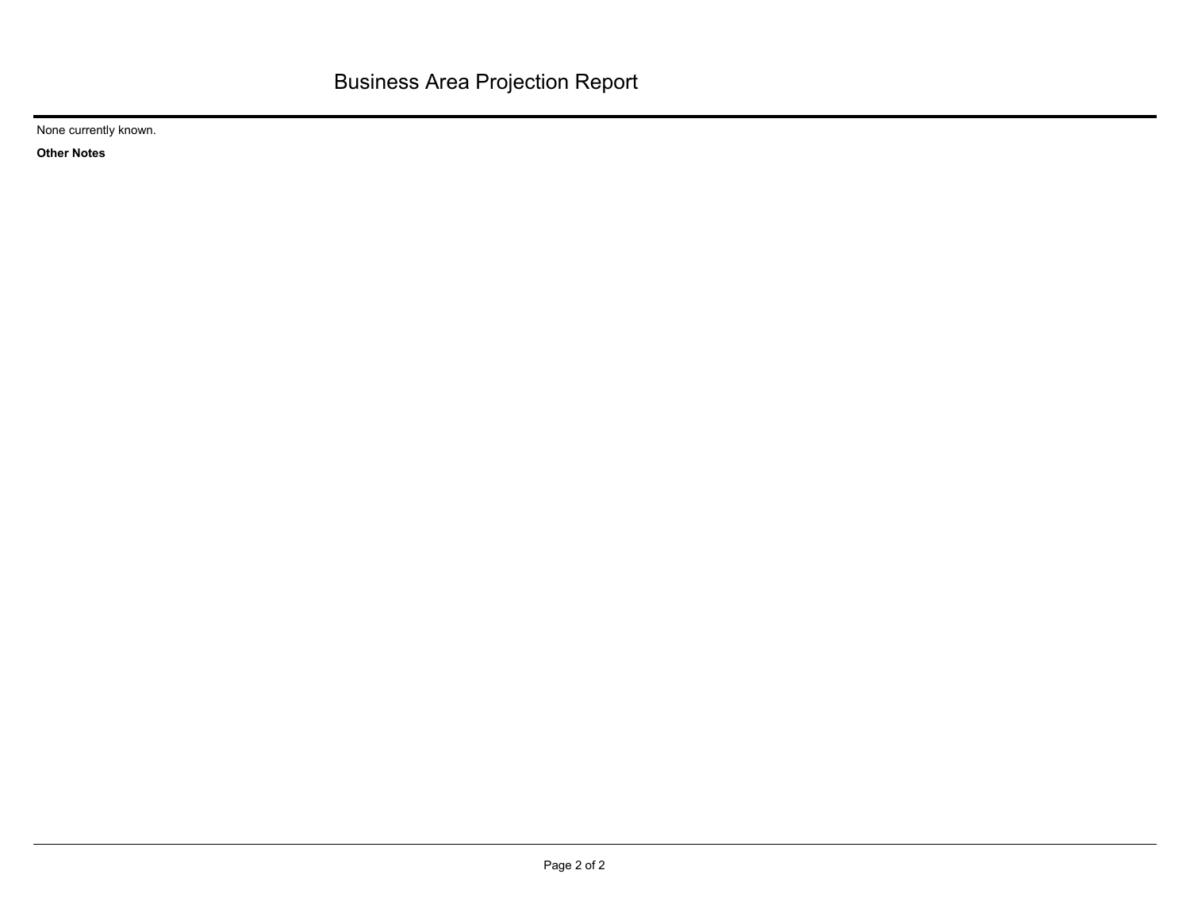None currently known.

**Other Notes**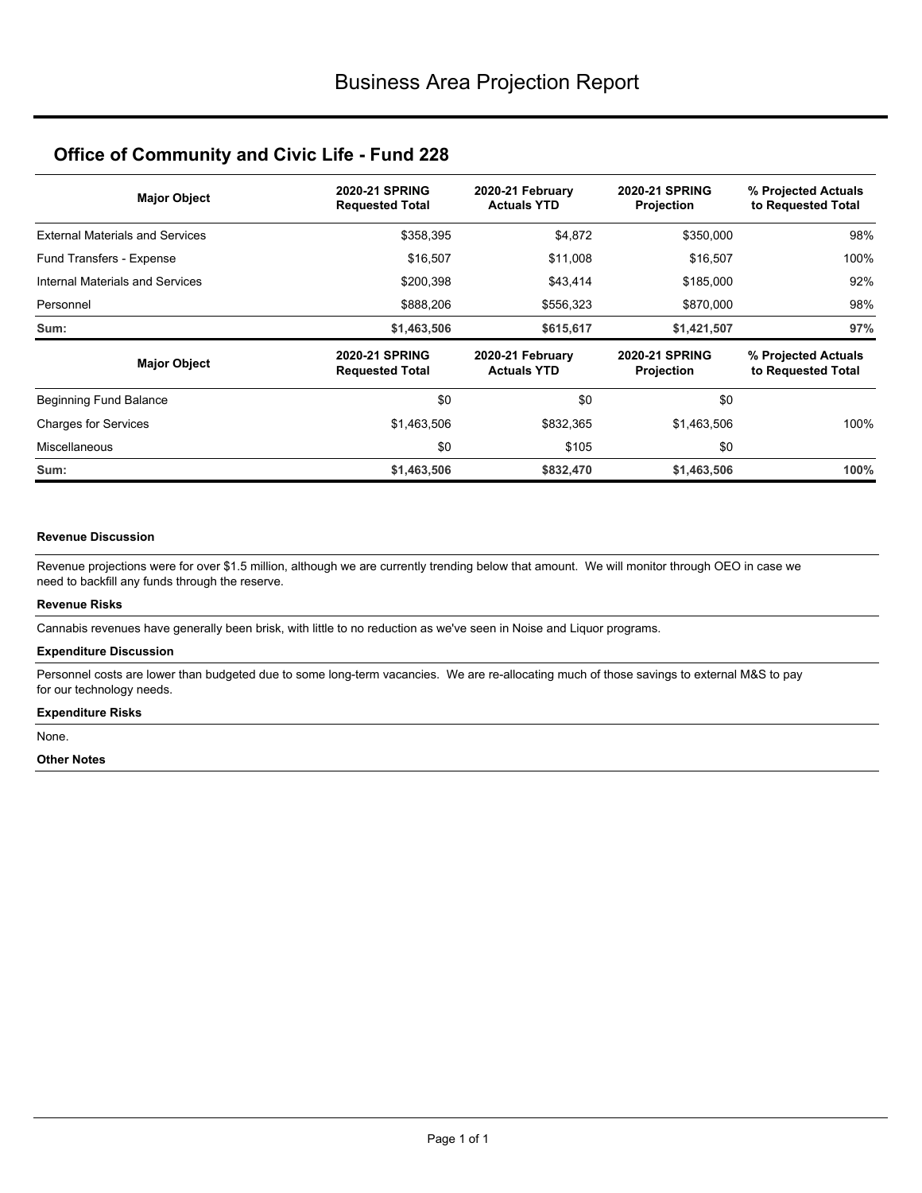# Business Area Projection Report

## Office of Community and Civic Life - Fund 228

| Major Object | 2020-21 SPRING Requested Total | 2020-21 February Actuals YTD | 2020-21 SPRING Projection | % Projected Actuals to Requested Total |
|---|---|---|---|---|
| External Materials and Services | $358,395 | $4,872 | $350,000 | 98% |
| Fund Transfers - Expense | $16,507 | $11,008 | $16,507 | 100% |
| Internal Materials and Services | $200,398 | $43,414 | $185,000 | 92% |
| Personnel | $888,206 | $556,323 | $870,000 | 98% |
| **Sum:** | **$1,463,506** | **$615,617** | **$1,421,507** | **97%** |

| Major Object | 2020-21 SPRING Requested Total | 2020-21 February Actuals YTD | 2020-21 SPRING Projection | % Projected Actuals to Requested Total |
|---|---|---|---|---|
| Beginning Fund Balance | $0 | $0 | $0 | |
| Charges for Services | $1,463,506 | $832,365 | $1,463,506 | 100% |
| Miscellaneous | $0 | $105 | $0 | |
| **Sum:** | **$1,463,506** | **$832,470** | **$1,463,506** | **100%** |

**Revenue Discussion**

Revenue projections were for over $1.5 million, although we are currently trending below that amount. We will monitor through OEO in case we need to backfill any funds through the reserve.

**Revenue Risks**

Cannabis revenues have generally been brisk, with little to no reduction as we've seen in Noise and Liquor programs.

**Expenditure Discussion**

Personnel costs are lower than budgeted due to some long-term vacancies. We are re-allocating much of those savings to external M&S to pay for our technology needs.

**Expenditure Risks**

None.

**Other Notes**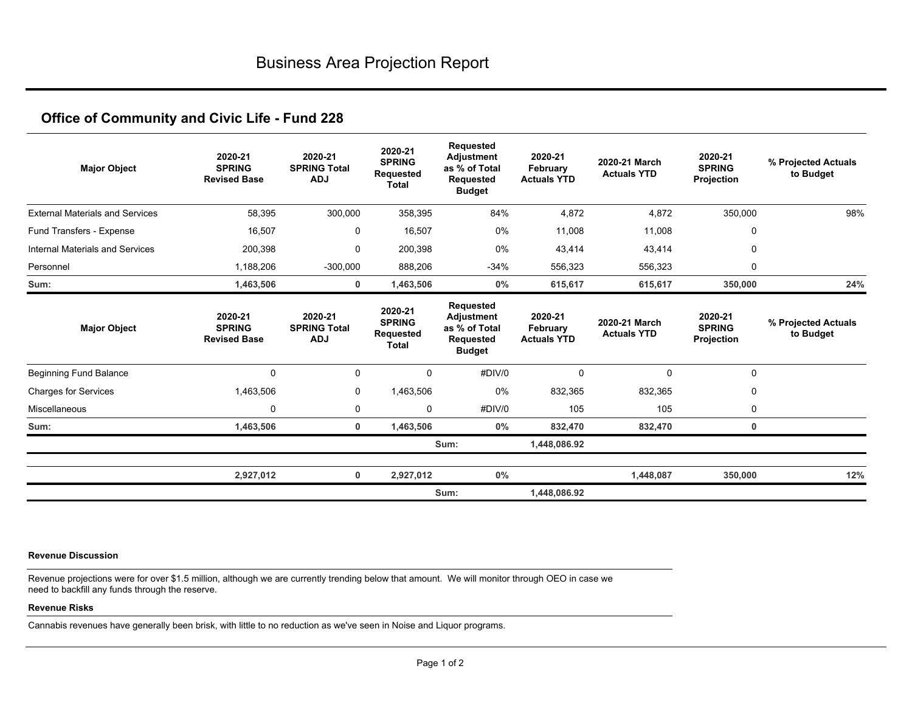# Business Area Projection Report

## Office of Community and Civic Life - Fund 228

| Major Object | 2020-21 SPRING Revised Base | 2020-21 SPRING Total ADJ | 2020-21 SPRING Requested Total | Requested Adjustment as % of Total Requested Budget | 2020-21 February Actuals YTD | 2020-21 March Actuals YTD | 2020-21 SPRING Projection | % Projected Actuals to Budget |
|---|---|---|---|---|---|---|---|---|
| External Materials and Services | 58,395 | 300,000 | 358,395 | 84% | 4,872 | 4,872 | 350,000 | 98% |
| Fund Transfers - Expense | 16,507 | 0 | 16,507 | 0% | 11,008 | 11,008 | 0 | |
| Internal Materials and Services | 200,398 | 0 | 200,398 | 0% | 43,414 | 43,414 | 0 | |
| Personnel | 1,188,206 | -300,000 | 888,206 | -34% | 556,323 | 556,323 | 0 | |
| **Sum:** | **1,463,506** | **0** | **1,463,506** | **0%** | **615,617** | **615,617** | **350,000** | **24%** |

| Major Object | 2020-21 SPRING Revised Base | 2020-21 SPRING Total ADJ | 2020-21 SPRING Requested Total | Requested Adjustment as % of Total Requested Budget | 2020-21 February Actuals YTD | 2020-21 March Actuals YTD | 2020-21 SPRING Projection | % Projected Actuals to Budget |
|---|---|---|---|---|---|---|---|---|
| Beginning Fund Balance | 0 | 0 | 0 | #DIV/0 | 0 | 0 | 0 | |
| Charges for Services | 1,463,506 | 0 | 1,463,506 | 0% | 832,365 | 832,365 | 0 | |
| Miscellaneous | 0 | 0 | 0 | #DIV/0 | 105 | 105 | 0 | |
| **Sum:** | **1,463,506** | **0** | **1,463,506** | **0%** | **832,470** | **832,470** | **0** | |
| | | | | **Sum:** | **1,448,086.92** | | | |
| | **2,927,012** | **0** | **2,927,012** | **0%** | | **1,448,087** | **350,000** | **12%** |
| | | | | **Sum:** | **1,448,086.92** | | | |

**Revenue Discussion**

Revenue projections were for over $1.5 million, although we are currently trending below that amount. We will monitor through OEO in case we need to backfill any funds through the reserve.

**Revenue Risks**

Cannabis revenues have generally been brisk, with little to no reduction as we've seen in Noise and Liquor programs.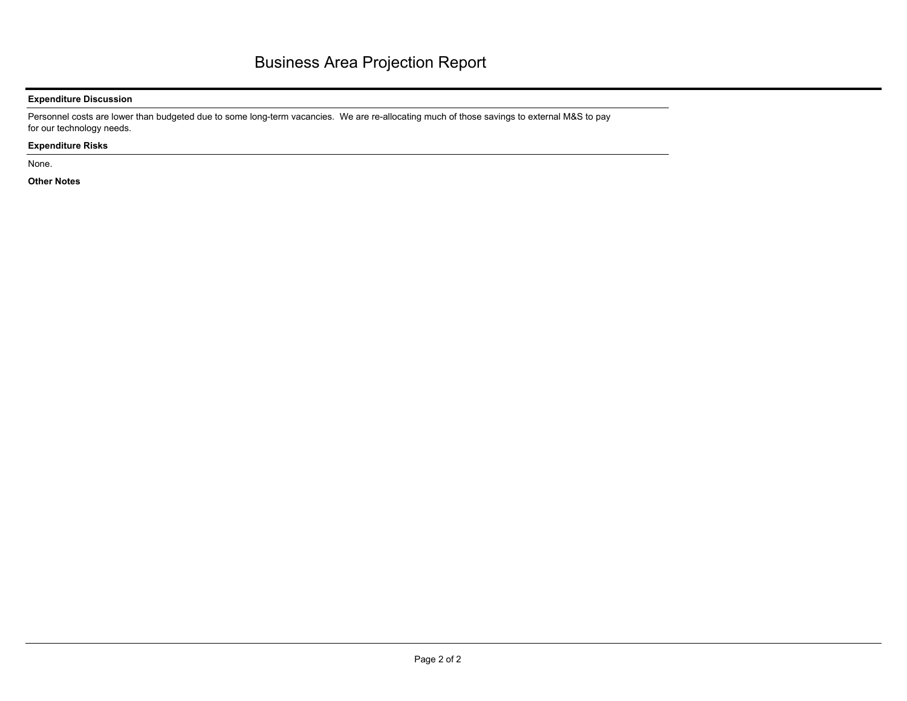# Business Area Projection Report

**Expenditure Discussion**

Personnel costs are lower than budgeted due to some long-term vacancies. We are re-allocating much of those savings to external M&S to pay for our technology needs.

**Expenditure Risks**

None.

**Other Notes**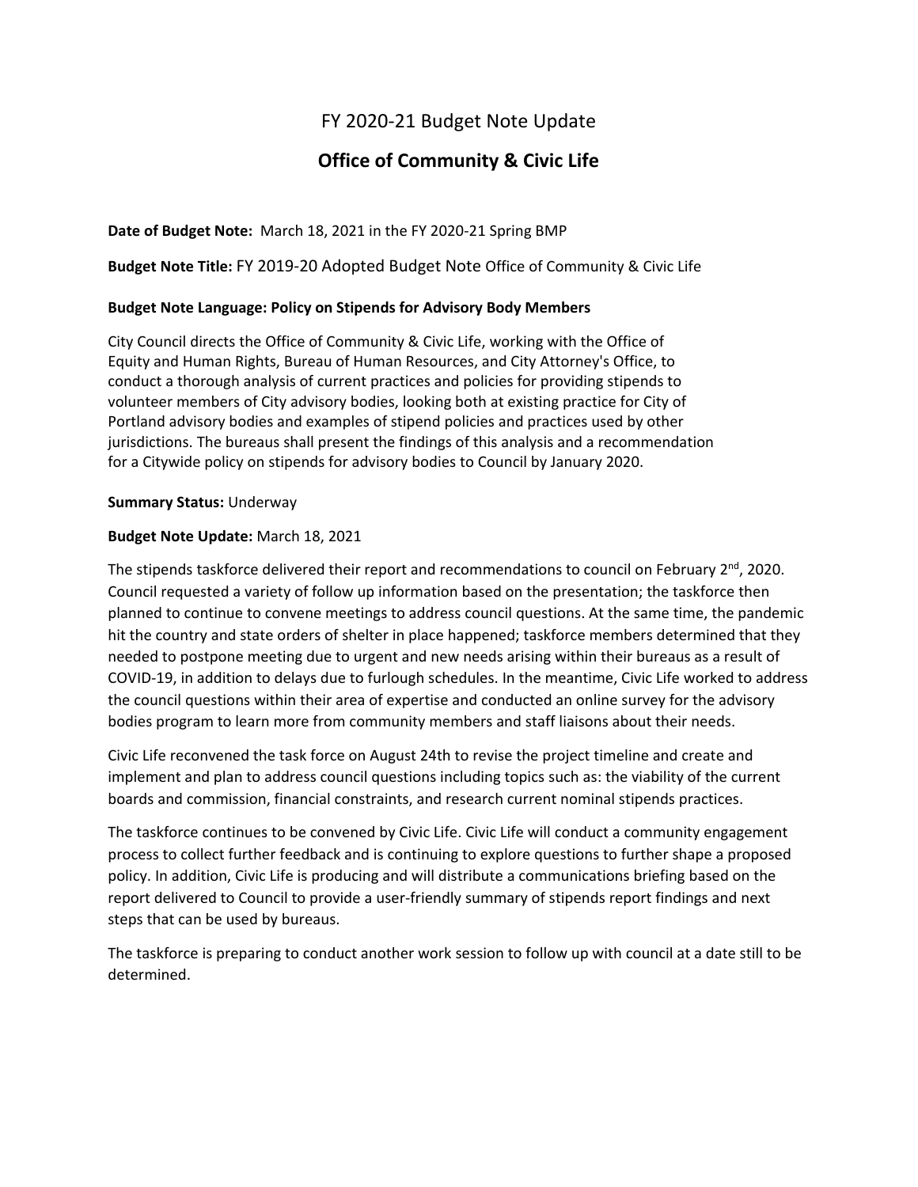# FY 2020-21 Budget Note Update

## Office of Community & Civic Life

**Date of Budget Note:** March 18, 2021 in the FY 2020-21 Spring BMP

**Budget Note Title:** FY 2019-20 Adopted Budget Note Office of Community & Civic Life

**Budget Note Language: Policy on Stipends for Advisory Body Members**

City Council directs the Office of Community & Civic Life, working with the Office of Equity and Human Rights, Bureau of Human Resources, and City Attorney's Office, to conduct a thorough analysis of current practices and policies for providing stipends to volunteer members of City advisory bodies, looking both at existing practice for City of Portland advisory bodies and examples of stipend policies and practices used by other jurisdictions. The bureaus shall present the findings of this analysis and a recommendation for a Citywide policy on stipends for advisory bodies to Council by January 2020.

**Summary Status:** Underway

**Budget Note Update:** March 18, 2021

The stipends taskforce delivered their report and recommendations to council on February 2nd, 2020. Council requested a variety of follow up information based on the presentation; the taskforce then planned to continue to convene meetings to address council questions. At the same time, the pandemic hit the country and state orders of shelter in place happened; taskforce members determined that they needed to postpone meeting due to urgent and new needs arising within their bureaus as a result of COVID-19, in addition to delays due to furlough schedules. In the meantime, Civic Life worked to address the council questions within their area of expertise and conducted an online survey for the advisory bodies program to learn more from community members and staff liaisons about their needs.

Civic Life reconvened the task force on August 24th to revise the project timeline and create and implement and plan to address council questions including topics such as: the viability of the current boards and commission, financial constraints, and research current nominal stipends practices.

The taskforce continues to be convened by Civic Life. Civic Life will conduct a community engagement process to collect further feedback and is continuing to explore questions to further shape a proposed policy. In addition, Civic Life is producing and will distribute a communications briefing based on the report delivered to Council to provide a user-friendly summary of stipends report findings and next steps that can be used by bureaus.

The taskforce is preparing to conduct another work session to follow up with council at a date still to be determined.